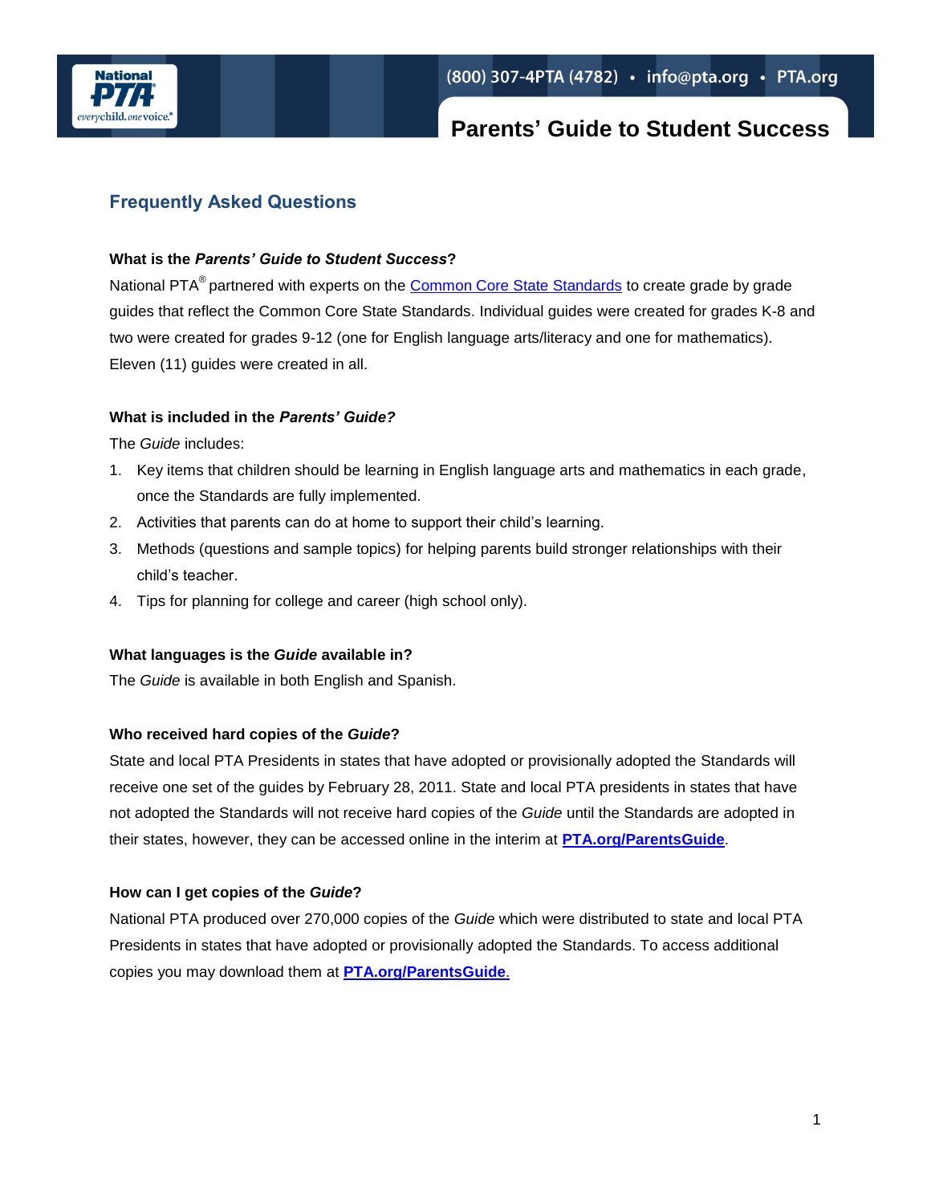# Parents' Guide to Student Success

## Frequently Asked Questions

**What is the *Parents' Guide to Student Success*?**

National PTA® partnered with experts on the Common Core State Standards to create grade by grade guides that reflect the Common Core State Standards. Individual guides were created for grades K-8 and two were created for grades 9-12 (one for English language arts/literacy and one for mathematics). Eleven (11) guides were created in all.

**What is included in the *Parents' Guide?***

The *Guide* includes:

1. Key items that children should be learning in English language arts and mathematics in each grade, once the Standards are fully implemented.
2. Activities that parents can do at home to support their child's learning.
3. Methods (questions and sample topics) for helping parents build stronger relationships with their child's teacher.
4. Tips for planning for college and career (high school only).

**What languages is the *Guide* available in?**

The *Guide* is available in both English and Spanish.

**Who received hard copies of the *Guide*?**

State and local PTA Presidents in states that have adopted or provisionally adopted the Standards will receive one set of the guides by February 28, 2011. State and local PTA presidents in states that have not adopted the Standards will not receive hard copies of the *Guide* until the Standards are adopted in their states, however, they can be accessed online in the interim at **PTA.org/ParentsGuide**.

**How can I get copies of the *Guide*?**

National PTA produced over 270,000 copies of the *Guide* which were distributed to state and local PTA Presidents in states that have adopted or provisionally adopted the Standards. To access additional copies you may download them at **PTA.org/ParentsGuide**.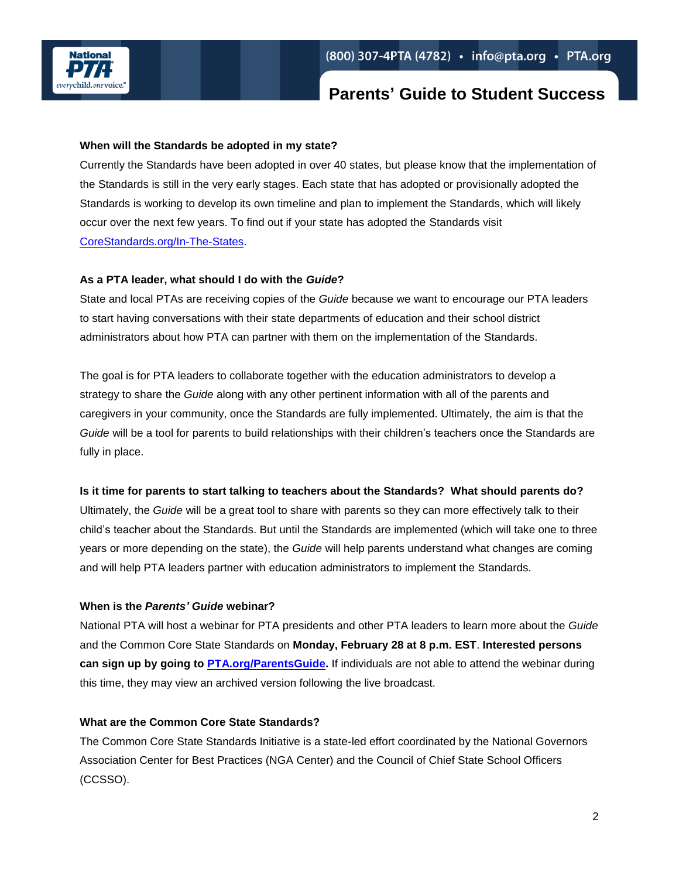**When will the Standards be adopted in my state?**

Currently the Standards have been adopted in over 40 states, but please know that the implementation of the Standards is still in the very early stages. Each state that has adopted or provisionally adopted the Standards is working to develop its own timeline and plan to implement the Standards, which will likely occur over the next few years. To find out if your state has adopted the Standards visit [CoreStandards.org/In-The-States](CoreStandards.org/In-The-States).

**As a PTA leader, what should I do with the *Guide*?**

State and local PTAs are receiving copies of the *Guide* because we want to encourage our PTA leaders to start having conversations with their state departments of education and their school district administrators about how PTA can partner with them on the implementation of the Standards.

The goal is for PTA leaders to collaborate together with the education administrators to develop a strategy to share the *Guide* along with any other pertinent information with all of the parents and caregivers in your community, once the Standards are fully implemented. Ultimately, the aim is that the *Guide* will be a tool for parents to build relationships with their children's teachers once the Standards are fully in place.

**Is it time for parents to start talking to teachers about the Standards? What should parents do?**

Ultimately, the *Guide* will be a great tool to share with parents so they can more effectively talk to their child's teacher about the Standards. But until the Standards are implemented (which will take one to three years or more depending on the state), the *Guide* will help parents understand what changes are coming and will help PTA leaders partner with education administrators to implement the Standards.

**When is the *Parents' Guide* webinar?**

National PTA will host a webinar for PTA presidents and other PTA leaders to learn more about the *Guide* and the Common Core State Standards on **Monday, February 28 at 8 p.m. EST**. **Interested persons can sign up by going to [PTA.org/ParentsGuide](PTA.org/ParentsGuide).** If individuals are not able to attend the webinar during this time, they may view an archived version following the live broadcast.

**What are the Common Core State Standards?**

The Common Core State Standards Initiative is a state-led effort coordinated by the National Governors Association Center for Best Practices (NGA Center) and the Council of Chief State School Officers (CCSSO).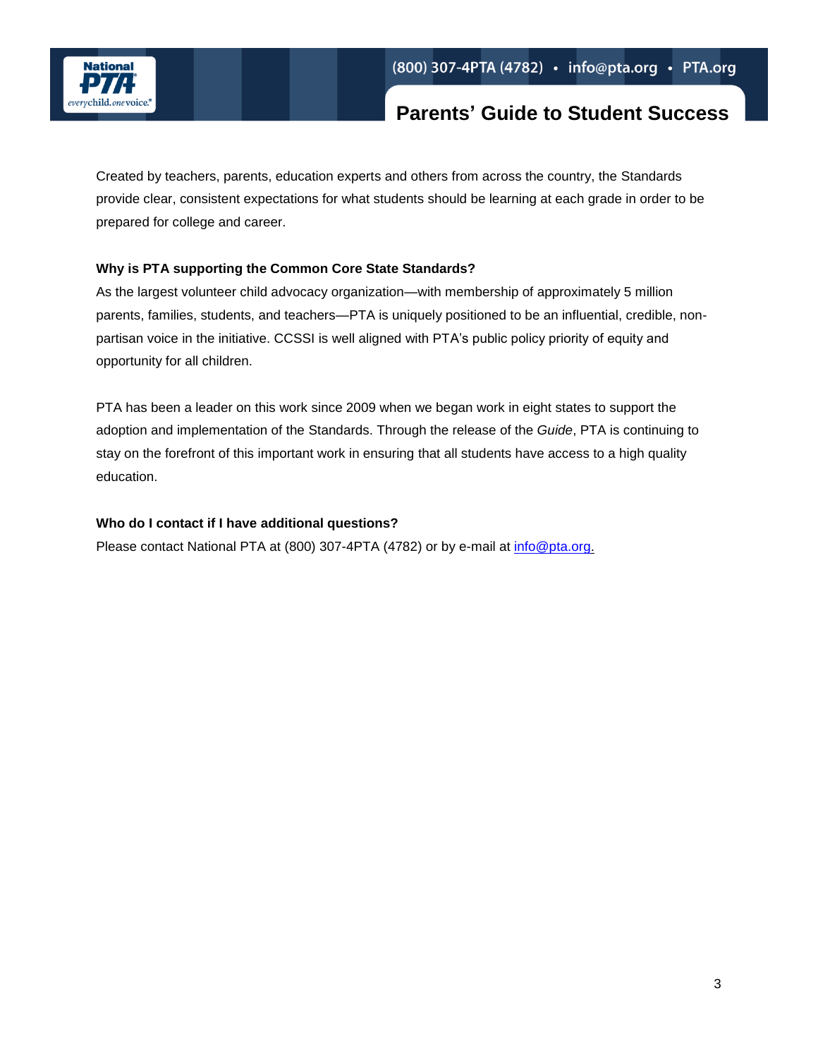Created by teachers, parents, education experts and others from across the country, the Standards provide clear, consistent expectations for what students should be learning at each grade in order to be prepared for college and career.

**Why is PTA supporting the Common Core State Standards?**

As the largest volunteer child advocacy organization—with membership of approximately 5 million parents, families, students, and teachers—PTA is uniquely positioned to be an influential, credible, non-partisan voice in the initiative. CCSSI is well aligned with PTA's public policy priority of equity and opportunity for all children.

PTA has been a leader on this work since 2009 when we began work in eight states to support the adoption and implementation of the Standards. Through the release of the *Guide*, PTA is continuing to stay on the forefront of this important work in ensuring that all students have access to a high quality education.

**Who do I contact if I have additional questions?**

Please contact National PTA at (800) 307-4PTA (4782) or by e-mail at info@pta.org.